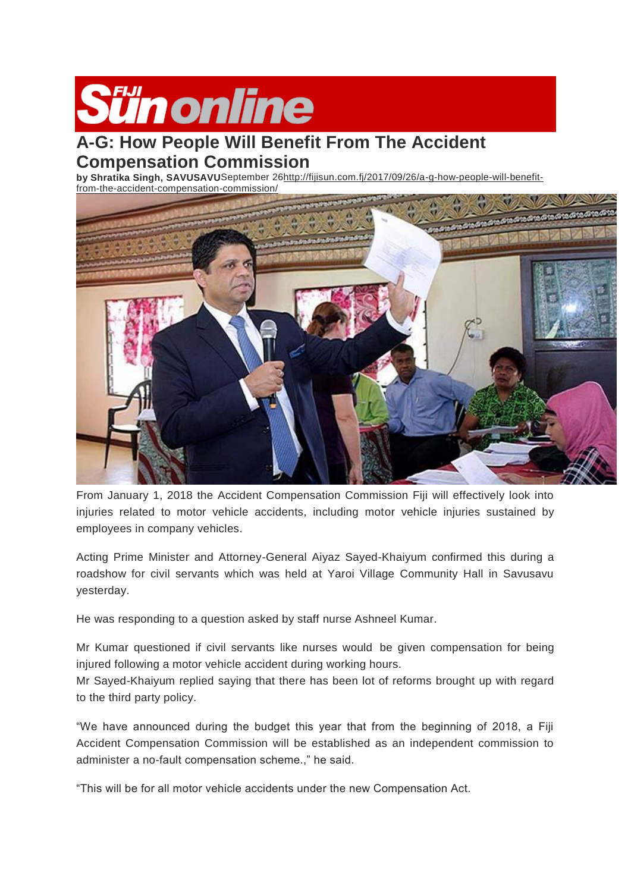Fiji Sun online

# A-G: How People Will Benefit From The Accident Compensation Commission

**by Shratika Singh, SAVUSAVU**September 26http://fijisun.com.fj/2017/09/26/a-g-how-people-will-benefit-from-the-accident-compensation-commission/

From January 1, 2018 the Accident Compensation Commission Fiji will effectively look into injuries related to motor vehicle accidents, including motor vehicle injuries sustained by employees in company vehicles.

Acting Prime Minister and Attorney-General Aiyaz Sayed-Khaiyum confirmed this during a roadshow for civil servants which was held at Yaroi Village Community Hall in Savusavu yesterday.

He was responding to a question asked by staff nurse Ashneel Kumar.

Mr Kumar questioned if civil servants like nurses would be given compensation for being injured following a motor vehicle accident during working hours.

Mr Sayed-Khaiyum replied saying that there has been lot of reforms brought up with regard to the third party policy.

"We have announced during the budget this year that from the beginning of 2018, a Fiji Accident Compensation Commission will be established as an independent commission to administer a no-fault compensation scheme.," he said.

"This will be for all motor vehicle accidents under the new Compensation Act.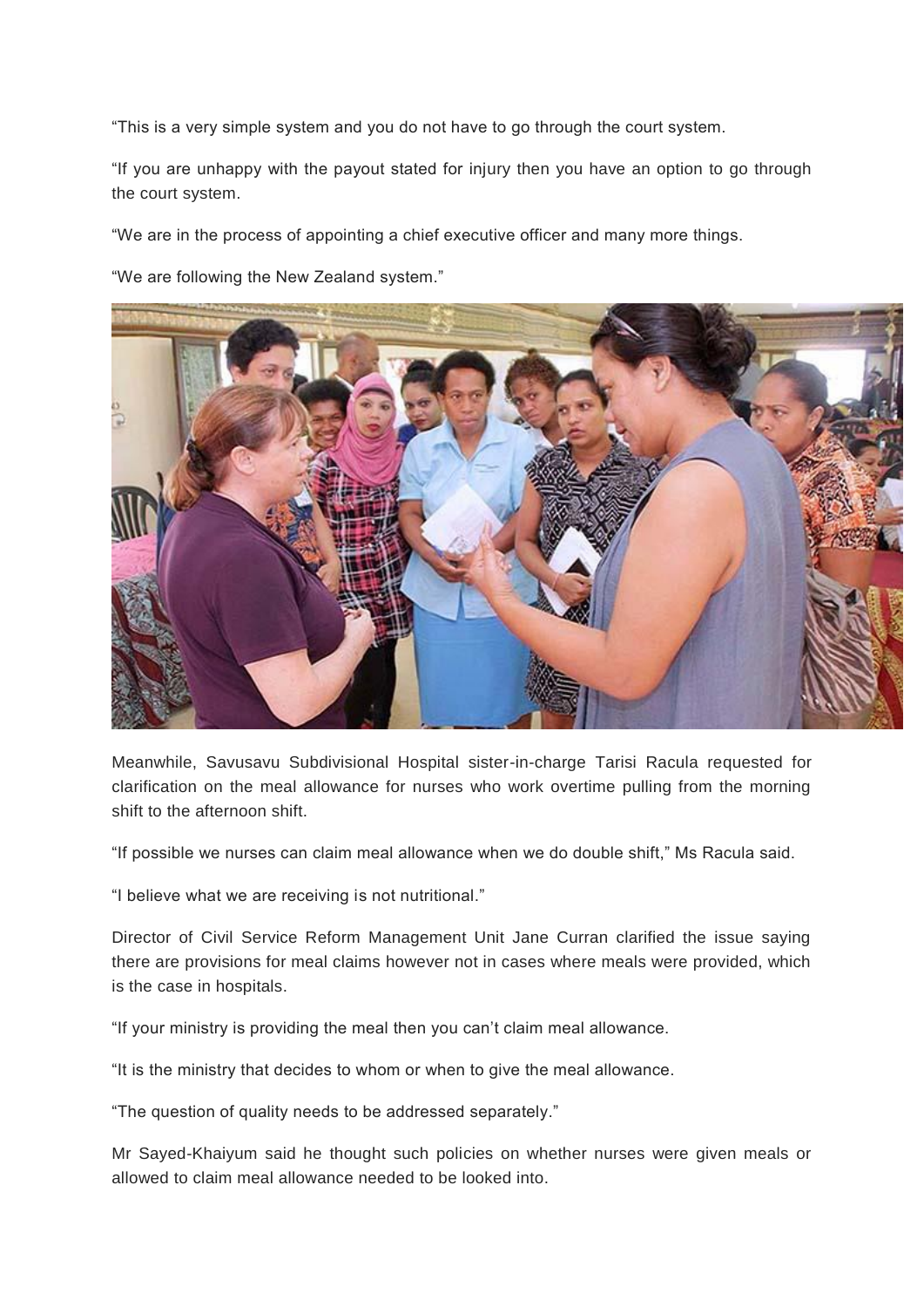"This is a very simple system and you do not have to go through the court system.

"If you are unhappy with the payout stated for injury then you have an option to go through the court system.

"We are in the process of appointing a chief executive officer and many more things.

"We are following the New Zealand system."

Meanwhile, Savusavu Subdivisional Hospital sister-in-charge Tarisi Racula requested for clarification on the meal allowance for nurses who work overtime pulling from the morning shift to the afternoon shift.

"If possible we nurses can claim meal allowance when we do double shift," Ms Racula said.

"I believe what we are receiving is not nutritional."

Director of Civil Service Reform Management Unit Jane Curran clarified the issue saying there are provisions for meal claims however not in cases where meals were provided, which is the case in hospitals.

"If your ministry is providing the meal then you can't claim meal allowance.

"It is the ministry that decides to whom or when to give the meal allowance.

"The question of quality needs to be addressed separately."

Mr Sayed-Khaiyum said he thought such policies on whether nurses were given meals or allowed to claim meal allowance needed to be looked into.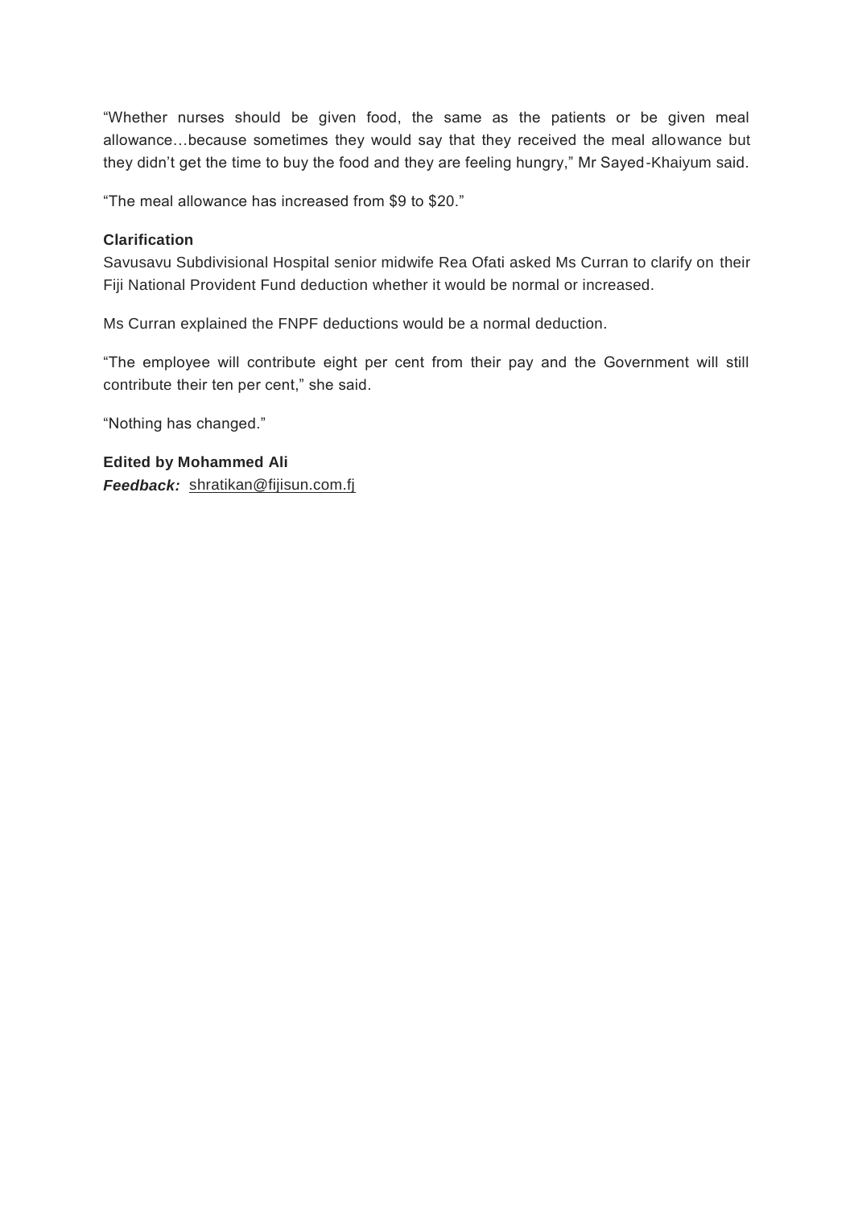"Whether nurses should be given food, the same as the patients or be given meal allowance…because sometimes they would say that they received the meal allowance but they didn't get the time to buy the food and they are feeling hungry," Mr Sayed-Khaiyum said.

"The meal allowance has increased from $9 to $20."

**Clarification**

Savusavu Subdivisional Hospital senior midwife Rea Ofati asked Ms Curran to clarify on their Fiji National Provident Fund deduction whether it would be normal or increased.

Ms Curran explained the FNPF deductions would be a normal deduction.

"The employee will contribute eight per cent from their pay and the Government will still contribute their ten per cent," she said.

"Nothing has changed."

**Edited by Mohammed Ali**

***Feedback:*** shratikan@fijisun.com.fj